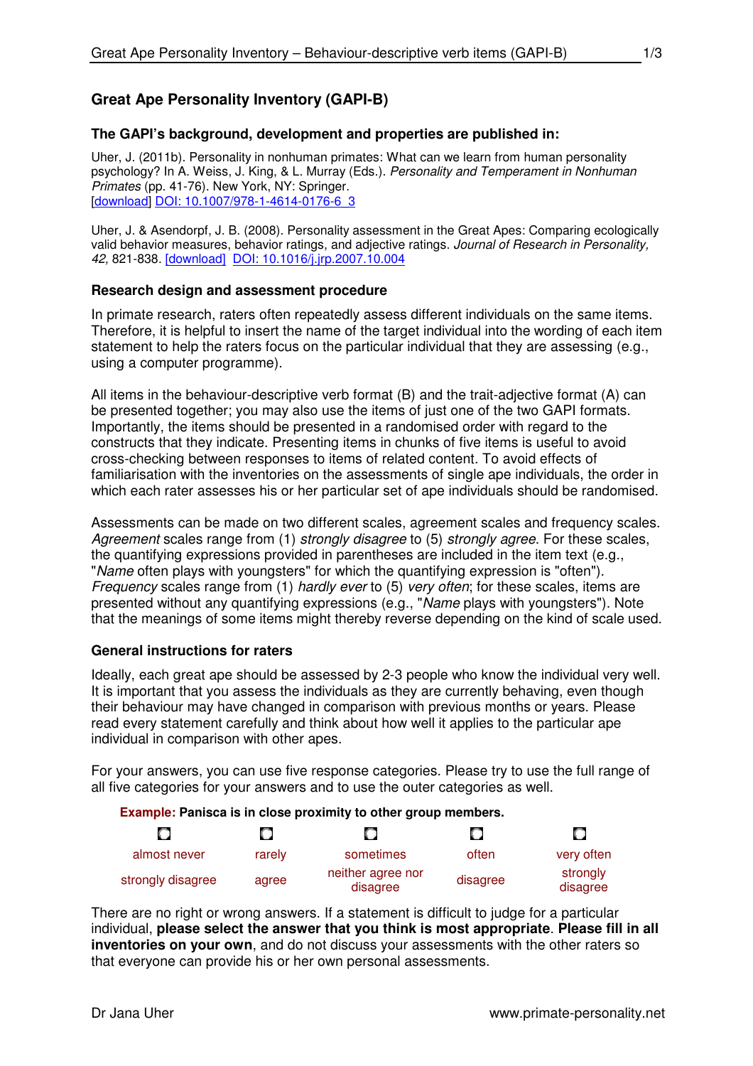## Great Ape Personality Inventory (GAPI-B)

### The GAPI's background, development and properties are published in:

Uher, J. (2011b). Personality in nonhuman primates: What can we learn from human personality psychology? In A. Weiss, J. King, & L. Murray (Eds.). *Personality and Temperament in Nonhuman Primates* (pp. 41-76). New York, NY: Springer.
[download] DOI: 10.1007/978-1-4614-0176-6_3

Uher, J. & Asendorpf, J. B. (2008). Personality assessment in the Great Apes: Comparing ecologically valid behavior measures, behavior ratings, and adjective ratings. *Journal of Research in Personality, 42,* 821-838. [download] DOI: 10.1016/j.jrp.2007.10.004

### Research design and assessment procedure

In primate research, raters often repeatedly assess different individuals on the same items. Therefore, it is helpful to insert the name of the target individual into the wording of each item statement to help the raters focus on the particular individual that they are assessing (e.g., using a computer programme).

All items in the behaviour-descriptive verb format (B) and the trait-adjective format (A) can be presented together; you may also use the items of just one of the two GAPI formats. Importantly, the items should be presented in a randomised order with regard to the constructs that they indicate. Presenting items in chunks of five items is useful to avoid cross-checking between responses to items of related content. To avoid effects of familiarisation with the inventories on the assessments of single ape individuals, the order in which each rater assesses his or her particular set of ape individuals should be randomised.

Assessments can be made on two different scales, agreement scales and frequency scales. *Agreement* scales range from (1) *strongly disagree* to (5) *strongly agree.* For these scales, the quantifying expressions provided in parentheses are included in the item text (e.g., "*Name* often plays with youngsters" for which the quantifying expression is "often"). *Frequency* scales range from (1) *hardly ever* to (5) *very often*; for these scales, items are presented without any quantifying expressions (e.g., "*Name* plays with youngsters"). Note that the meanings of some items might thereby reverse depending on the kind of scale used.

### General instructions for raters

Ideally, each great ape should be assessed by 2-3 people who know the individual very well. It is important that you assess the individuals as they are currently behaving, even though their behaviour may have changed in comparison with previous months or years. Please read every statement carefully and think about how well it applies to the particular ape individual in comparison with other apes.

For your answers, you can use five response categories. Please try to use the full range of all five categories for your answers and to use the outer categories as well.

**Example: Panisca is in close proximity to other group members.**

| ○ | ○ | ○ | ○ | ○ |
|---|---|---|---|---|
| almost never | rarely | sometimes | often | very often |
| strongly disagree | agree | neither agree nor disagree | disagree | strongly disagree |

There are no right or wrong answers. If a statement is difficult to judge for a particular individual, **please select the answer that you think is most appropriate**. **Please fill in all inventories on your own**, and do not discuss your assessments with the other raters so that everyone can provide his or her own personal assessments.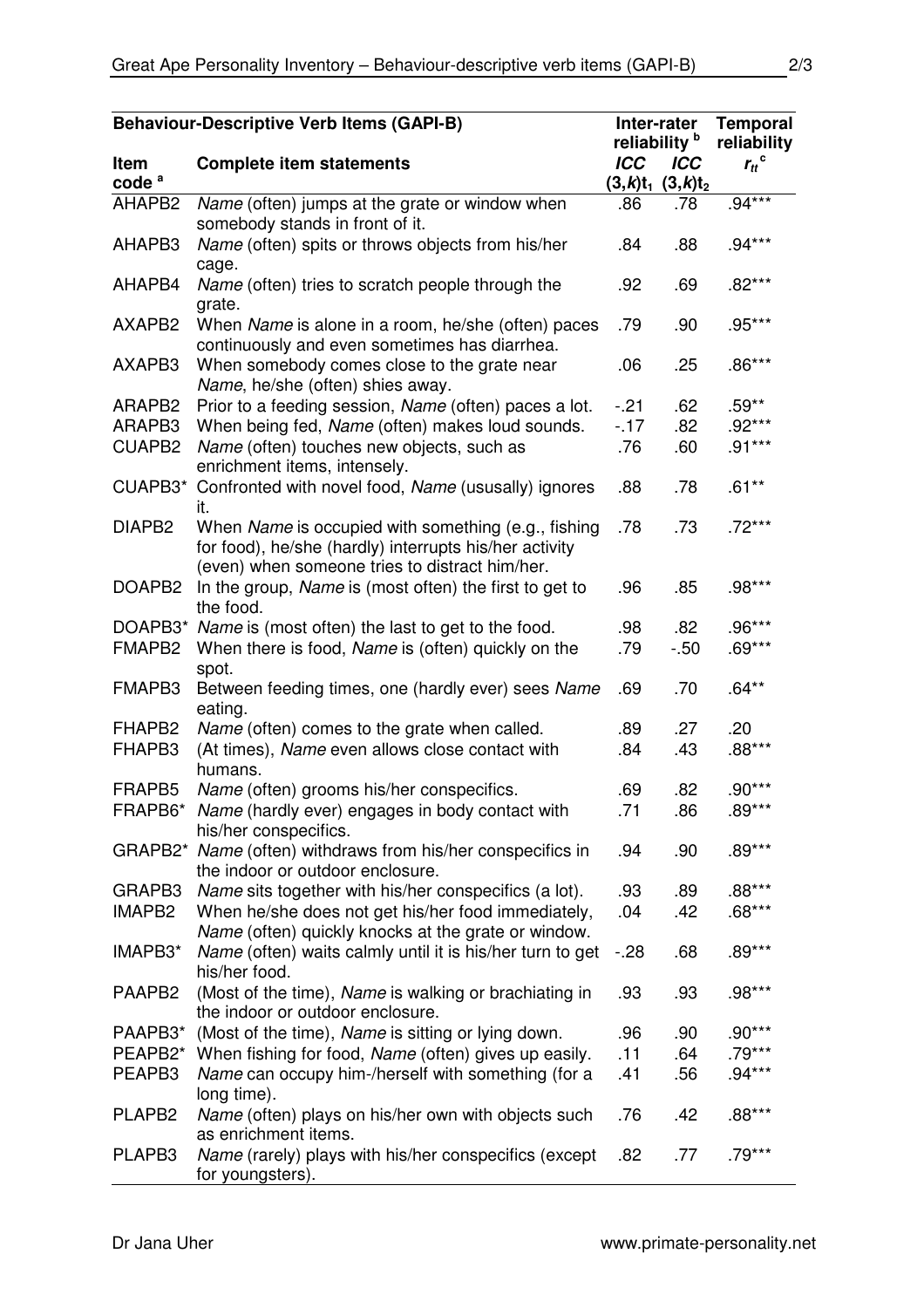| Behaviour-Descriptive Verb Items (GAPI-B) | | Inter-rater reliability [b] | | Temporal reliability |
|---|---|---|---|---|
| Item code [a] | Complete item statements | *ICC* $(3,k)t_1$ | *ICC* $(3,k)t_2$ | $r_{tt}$ [c] |
| AHAPB2 | *Name* (often) jumps at the grate or window when somebody stands in front of it. | .86 | .78 | .94*** |
| AHAPB3 | *Name* (often) spits or throws objects from his/her cage. | .84 | .88 | .94*** |
| AHAPB4 | *Name* (often) tries to scratch people through the grate. | .92 | .69 | .82*** |
| AXAPB2 | When *Name* is alone in a room, he/she (often) paces continuously and even sometimes has diarrhea. | .79 | .90 | .95*** |
| AXAPB3 | When somebody comes close to the grate near *Name*, he/she (often) shies away. | .06 | .25 | .86*** |
| ARAPB2 | Prior to a feeding session, *Name* (often) paces a lot. | -.21 | .62 | .59** |
| ARAPB3 | When being fed, *Name* (often) makes loud sounds. | -.17 | .82 | .92*** |
| CUAPB2 | *Name* (often) touches new objects, such as enrichment items, intensely. | .76 | .60 | .91*** |
| CUAPB3* | Confronted with novel food, *Name* (ususally) ignores it. | .88 | .78 | .61** |
| DIAPB2 | When *Name* is occupied with something (e.g., fishing for food), he/she (hardly) interrupts his/her activity (even) when someone tries to distract him/her. | .78 | .73 | .72*** |
| DOAPB2 | In the group, *Name* is (most often) the first to get to the food. | .96 | .85 | .98*** |
| DOAPB3* | *Name* is (most often) the last to get to the food. | .98 | .82 | .96*** |
| FMAPB2 | When there is food, *Name* is (often) quickly on the spot. | .79 | -.50 | .69*** |
| FMAPB3 | Between feeding times, one (hardly ever) sees *Name* eating. | .69 | .70 | .64** |
| FHAPB2 | *Name* (often) comes to the grate when called. | .89 | .27 | .20 |
| FHAPB3 | (At times), *Name* even allows close contact with humans. | .84 | .43 | .88*** |
| FRAPB5 | *Name* (often) grooms his/her conspecifics. | .69 | .82 | .90*** |
| FRAPB6* | *Name* (hardly ever) engages in body contact with his/her conspecifics. | .71 | .86 | .89*** |
| GRAPB2* | *Name* (often) withdraws from his/her conspecifics in the indoor or outdoor enclosure. | .94 | .90 | .89*** |
| GRAPB3 | *Name* sits together with his/her conspecifics (a lot). | .93 | .89 | .88*** |
| IMAPB2 | When he/she does not get his/her food immediately, *Name* (often) quickly knocks at the grate or window. | .04 | .42 | .68*** |
| IMAPB3* | *Name* (often) waits calmly until it is his/her turn to get his/her food. | -.28 | .68 | .89*** |
| PAAPB2 | (Most of the time), *Name* is walking or brachiating in the indoor or outdoor enclosure. | .93 | .93 | .98*** |
| PAAPB3* | (Most of the time), *Name* is sitting or lying down. | .96 | .90 | .90*** |
| PEAPB2* | When fishing for food, *Name* (often) gives up easily. | .11 | .64 | .79*** |
| PEAPB3 | *Name* can occupy him-/herself with something (for a long time). | .41 | .56 | .94*** |
| PLAPB2 | *Name* (often) plays on his/her own with objects such as enrichment items. | .76 | .42 | .88*** |
| PLAPB3 | *Name* (rarely) plays with his/her conspecifics (except for youngsters). | .82 | .77 | .79*** |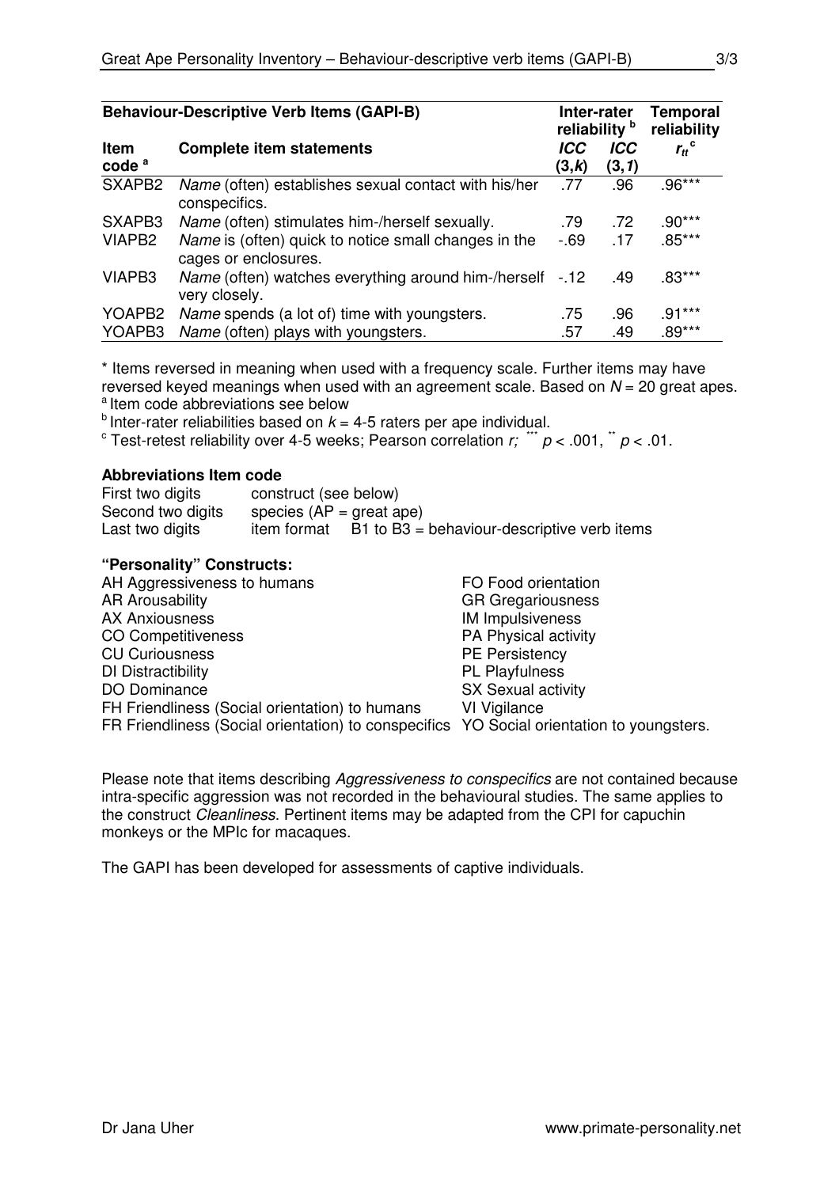| Behaviour-Descriptive Verb Items (GAPI-B) | | Inter-rater reliability [b] | | Temporal reliability |
|---|---|---|---|---|
| **Item code** [a] | **Complete item statements** | ***ICC* (3,*k*)** | ***ICC* (3,*1*)** | $r_{tt}$ [c] |
| SXAPB2 | *Name* (often) establishes sexual contact with his/her conspecifics. | .77 | .96 | .96*** |
| SXAPB3 | *Name* (often) stimulates him-/herself sexually. | .79 | .72 | .90*** |
| VIAPB2 | *Name* is (often) quick to notice small changes in the cages or enclosures. | -.69 | .17 | .85*** |
| VIAPB3 | *Name* (often) watches everything around him-/herself very closely. | -.12 | .49 | .83*** |
| YOAPB2 | *Name* spends (a lot of) time with youngsters. | .75 | .96 | .91*** |
| YOAPB3 | *Name* (often) plays with youngsters. | .57 | .49 | .89*** |

* Items reversed in meaning when used with a frequency scale. Further items may have reversed keyed meanings when used with an agreement scale. Based on $N = 20$ great apes.
[a] Item code abbreviations see below
[b] Inter-rater reliabilities based on $k = 4$-5 raters per ape individual.
[c] Test-retest reliability over 4-5 weeks; Pearson correlation *r;* *** $p < .001$, ** $p < .01$.

**Abbreviations Item code**

| | | |
|---|---|---|
| First two digits | construct (see below) | |
| Second two digits | species (AP = great ape) | |
| Last two digits | item format | B1 to B3 = behaviour-descriptive verb items |

**"Personality" Constructs:**

AH Aggressiveness to humans
AR Arousability
AX Anxiousness
CO Competitiveness
CU Curiousness
DI Distractibility
DO Dominance
FH Friendliness (Social orientation) to humans
FR Friendliness (Social orientation) to conspecifics
FO Food orientation
GR Gregariousness
IM Impulsiveness
PA Physical activity
PE Persistency
PL Playfulness
SX Sexual activity
VI Vigilance
YO Social orientation to youngsters.

Please note that items describing *Aggressiveness to conspecifics* are not contained because intra-specific aggression was not recorded in the behavioural studies. The same applies to the construct *Cleanliness*. Pertinent items may be adapted from the CPI for capuchin monkeys or the MPIc for macaques.

The GAPI has been developed for assessments of captive individuals.